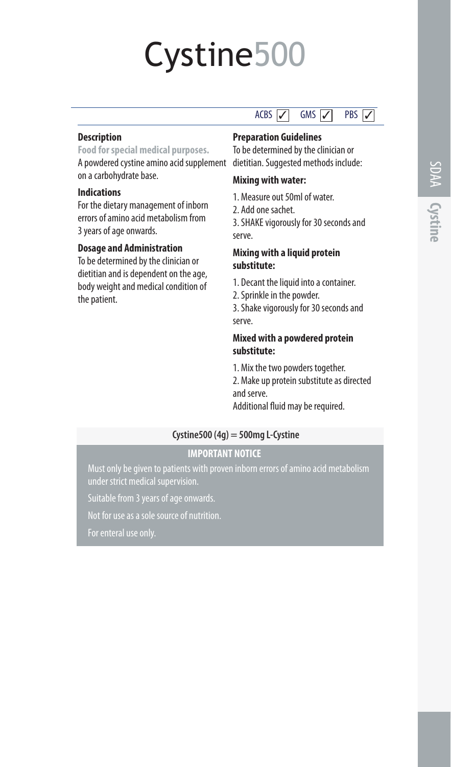# Cystine500

ACBS ✓ GMS ✓ PBS ✓

### Description

**Food for special medical purposes.**

A powdered cystine amino acid supplement on a carbohydrate base.

### Indications

For the dietary management of inborn errors of amino acid metabolism from 3 years of age onwards.

### Dosage and Administration

To be determined by the clinician or dietitian and is dependent on the age, body weight and medical condition of the patient.

### Preparation Guidelines

To be determined by the clinician or dietitian. Suggested methods include:

**Mixing with water:**

1. Measure out 50ml of water.
2. Add one sachet.
3. SHAKE vigorously for 30 seconds and serve.

**Mixing with a liquid protein substitute:**

1. Decant the liquid into a container.
2. Sprinkle in the powder.
3. Shake vigorously for 30 seconds and serve.

**Mixed with a powdered protein substitute:**

1. Mix the two powders together.
2. Make up protein substitute as directed and serve.

Additional fluid may be required.

**Cystine500 (4g) = 500mg L-Cystine**

**IMPORTANT NOTICE**

Must only be given to patients with proven inborn errors of amino acid metabolism under strict medical supervision.

Suitable from 3 years of age onwards.

Not for use as a sole source of nutrition.

For enteral use only.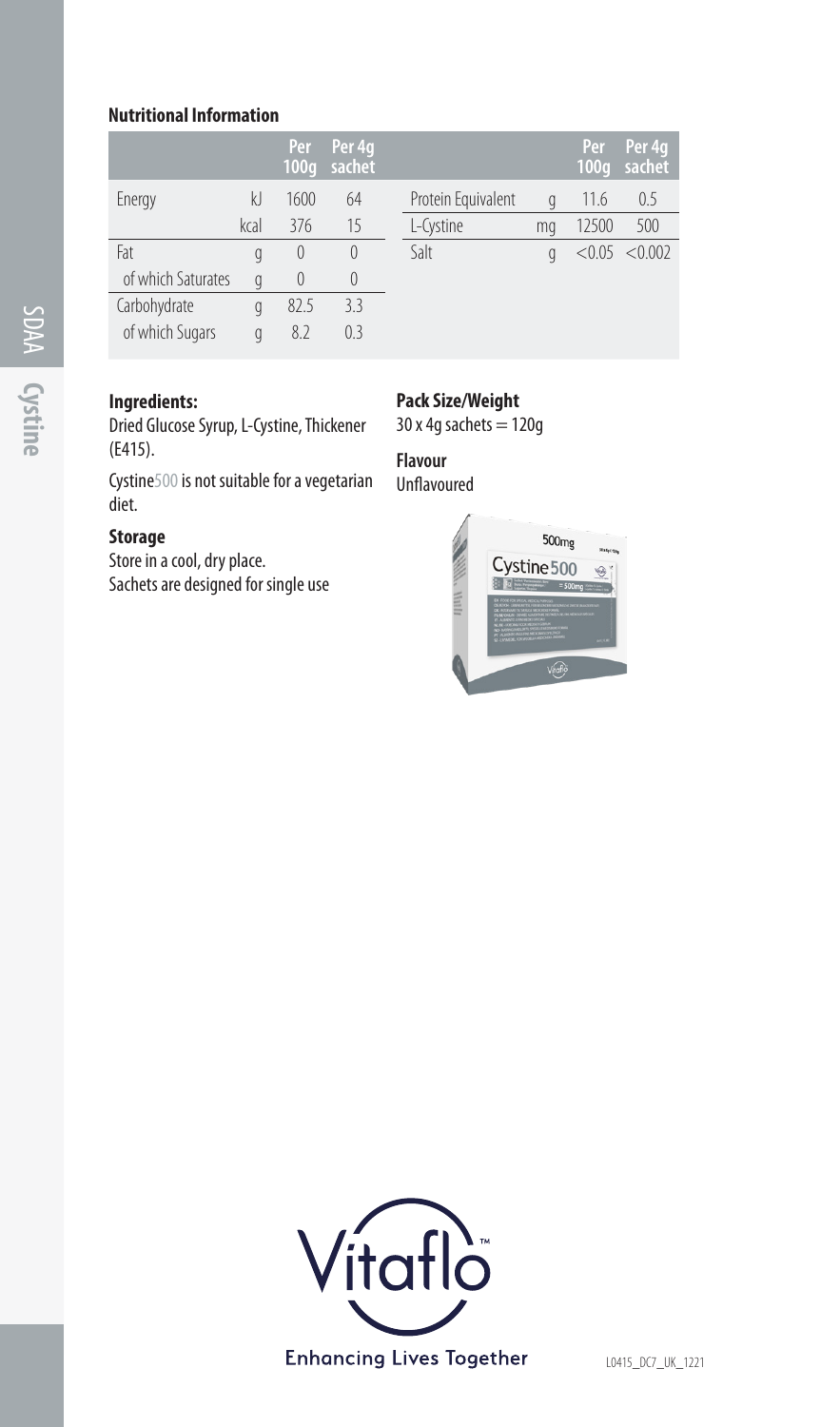## Nutritional Information

| | | Per 100g | Per 4g sachet |
|---|---|---|---|
| Energy | kJ | 1600 | 64 |
| | kcal | 376 | 15 |
| Fat | g | 0 | 0 |
| of which Saturates | g | 0 | 0 |
| Carbohydrate | g | 82.5 | 3.3 |
| of which Sugars | g | 8.2 | 0.3 |

| | | Per 100g | Per 4g sachet |
|---|---|---|---|
| Protein Equivalent | g | 11.6 | 0.5 |
| L-Cystine | mg | 12500 | 500 |
| Salt | g | <0.05 | <0.002 |

SDAA **Cystine**

### Ingredients:

Dried Glucose Syrup, L-Cystine, Thickener (E415).

Cystine500 is not suitable for a vegetarian diet.

### Storage

Store in a cool, dry place.
Sachets are designed for single use

### Pack Size/Weight

30 x 4g sachets = 120g

### Flavour

Unflavoured

Vitaflo™
Enhancing Lives Together

L0415_DC7_UK_1221